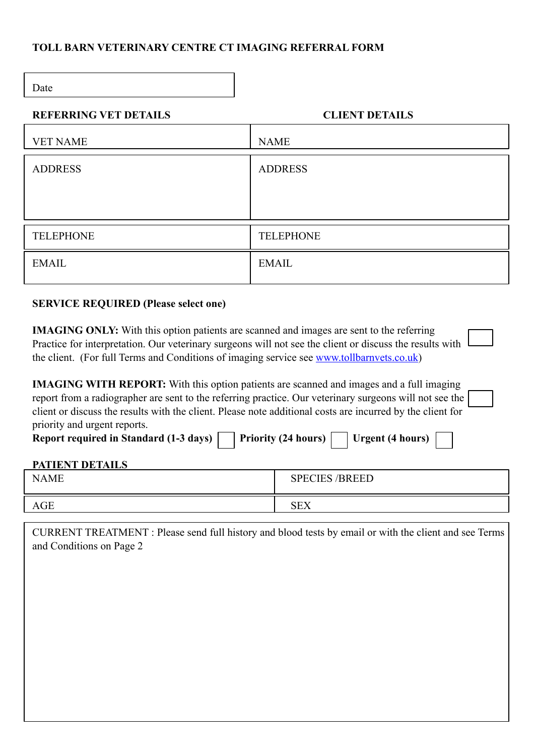# TOLL BARN VETERINARY CENTRE CT IMAGING REFERRAL FORM

| Date |
|---|

| **REFERRING VET DETAILS** | **CLIENT DETAILS** |
|---|---|
| VET NAME | NAME |
| ADDRESS | ADDRESS |
| TELEPHONE | TELEPHONE |
| EMAIL | EMAIL |

**SERVICE REQUIRED (Please select one)**

**IMAGING ONLY:** With this option patients are scanned and images are sent to the referring Practice for interpretation. Our veterinary surgeons will not see the client or discuss the results with the client. (For full Terms and Conditions of imaging service see [www.tollbarnvets.co.uk](http://www.tollbarnvets.co.uk)) ☐

**IMAGING WITH REPORT:** With this option patients are scanned and images and a full imaging report from a radiographer are sent to the referring practice. Our veterinary surgeons will not see the client or discuss the results with the client. Please note additional costs are incurred by the client for priority and urgent reports. ☐

**Report required in Standard (1-3 days)** ☐ **Priority (24 hours)** ☐ **Urgent (4 hours)** ☐

**PATIENT DETAILS**

| NAME | SPECIES /BREED |
|---|---|
| AGE | SEX |

| CURRENT TREATMENT : Please send full history and blood tests by email or with the client and see Terms and Conditions on Page 2 |
|---|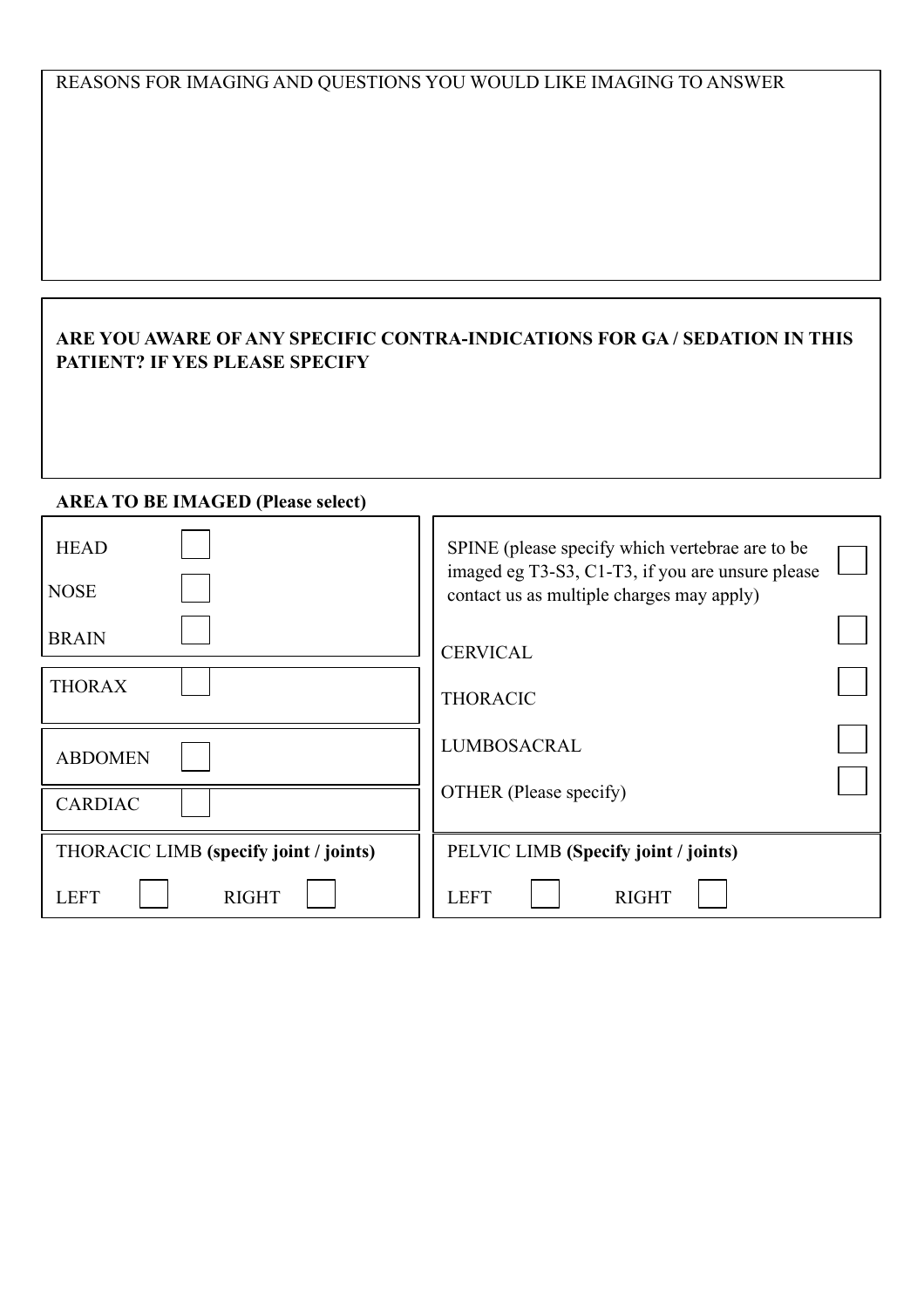REASONS FOR IMAGING AND QUESTIONS YOU WOULD LIKE IMAGING TO ANSWER

**ARE YOU AWARE OF ANY SPECIFIC CONTRA-INDICATIONS FOR GA / SEDATION IN THIS PATIENT? IF YES PLEASE SPECIFY**

**AREA TO BE IMAGED (Please select)**

| | |
|---|---|
| HEAD ☐ | SPINE (please specify which vertebrae are to be imaged eg T3-S3, C1-T3, if you are unsure please contact us as multiple charges may apply) ☐ |
| NOSE ☐ | CERVICAL ☐ |
| BRAIN ☐ | THORACIC ☐ |
| THORAX ☐ | LUMBOSACRAL ☐ |
| ABDOMEN ☐ | OTHER (Please specify) ☐ |
| CARDIAC ☐ | |
| THORACIC LIMB **(specify joint / joints)** | PELVIC LIMB **(Specify joint / joints)** |
| LEFT ☐ RIGHT ☐ | LEFT ☐ RIGHT ☐ |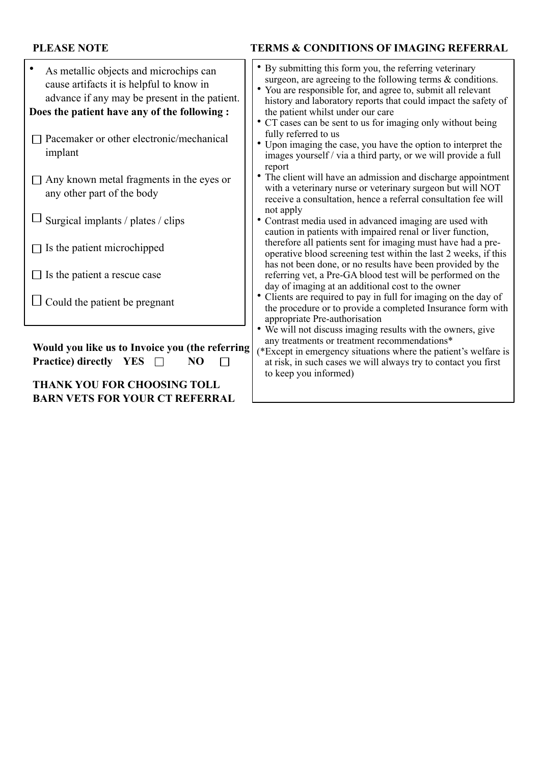## PLEASE NOTE

- As metallic objects and microchips can cause artifacts it is helpful to know in advance if any may be present in the patient.

**Does the patient have any of the following :**

☐ Pacemaker or other electronic/mechanical implant

☐ Any known metal fragments in the eyes or any other part of the body

☐ Surgical implants / plates / clips

☐ Is the patient microchipped

☐ Is the patient a rescue case

☐ Could the patient be pregnant

**Would you like us to Invoice you (the referring Practice) directly YES ☐ NO ☐**

**THANK YOU FOR CHOOSING TOLL BARN VETS FOR YOUR CT REFERRAL**

## TERMS & CONDITIONS OF IMAGING REFERRAL

- By submitting this form you, the referring veterinary surgeon, are agreeing to the following terms & conditions.
- You are responsible for, and agree to, submit all relevant history and laboratory reports that could impact the safety of the patient whilst under our care
- CT cases can be sent to us for imaging only without being fully referred to us
- Upon imaging the case, you have the option to interpret the images yourself / via a third party, or we will provide a full report
- The client will have an admission and discharge appointment with a veterinary nurse or veterinary surgeon but will NOT receive a consultation, hence a referral consultation fee will not apply
- Contrast media used in advanced imaging are used with caution in patients with impaired renal or liver function, therefore all patients sent for imaging must have had a pre-operative blood screening test within the last 2 weeks, if this has not been done, or no results have been provided by the referring vet, a Pre-GA blood test will be performed on the day of imaging at an additional cost to the owner
- Clients are required to pay in full for imaging on the day of the procedure or to provide a completed Insurance form with appropriate Pre-authorisation
- We will not discuss imaging results with the owners, give any treatments or treatment recommendations*

(*Except in emergency situations where the patient's welfare is at risk, in such cases we will always try to contact you first to keep you informed)